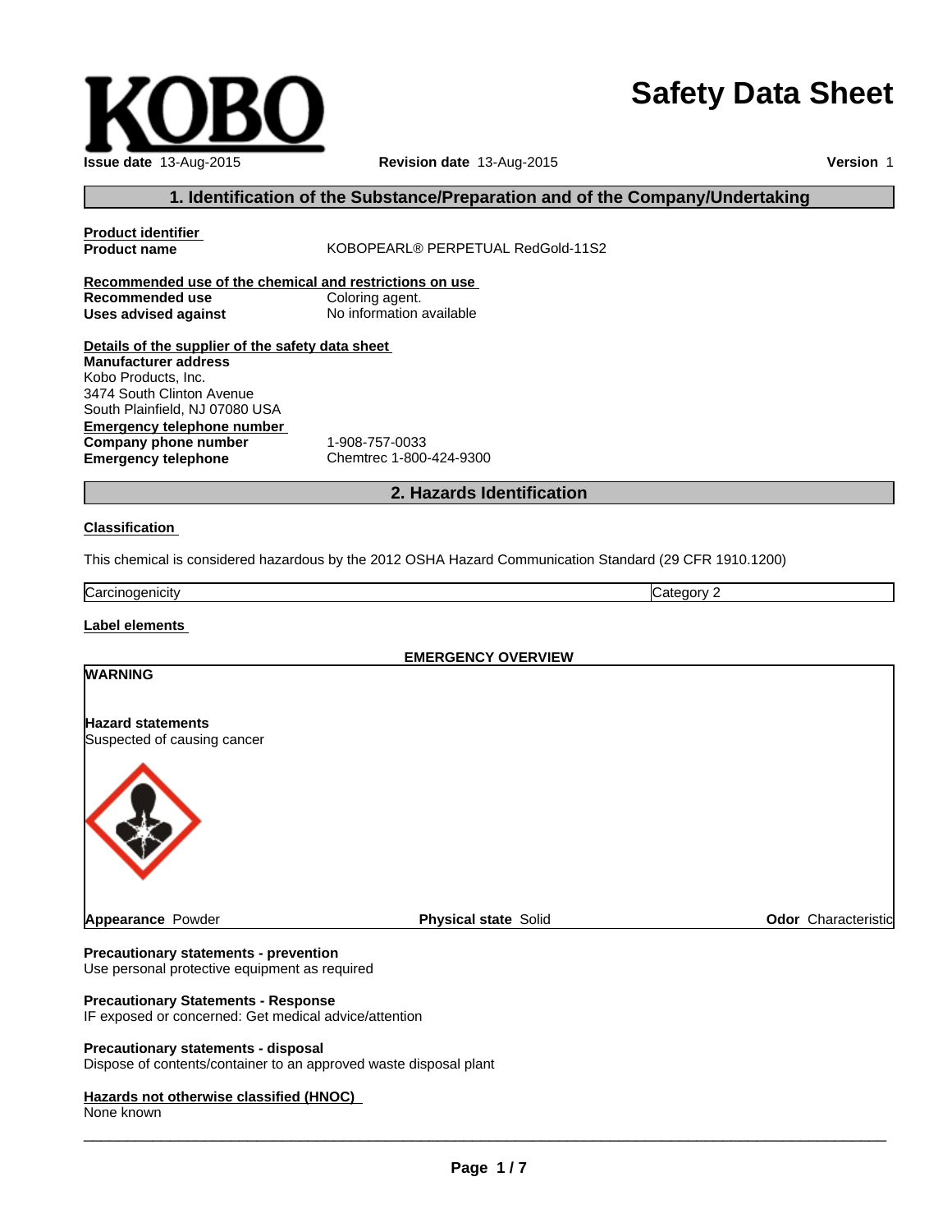# Safety Data Sheet

**Issue date** 13-Aug-2015 **Revision date** 13-Aug-2015 **Version** 1

## 1. Identification of the Substance/Preparation and of the Company/Undertaking

**Product identifier**

**Product name** KOBOPEARL® PERPETUAL RedGold-11S2

**Recommended use of the chemical and restrictions on use**

**Recommended use** Coloring agent.

**Uses advised against** No information available

**Details of the supplier of the safety data sheet**

**Manufacturer address**
Kobo Products, Inc.
3474 South Clinton Avenue
South Plainfield, NJ 07080 USA

**Emergency telephone number**

**Company phone number** 1-908-757-0033

**Emergency telephone** Chemtrec 1-800-424-9300

## 2. Hazards Identification

**Classification**

This chemical is considered hazardous by the 2012 OSHA Hazard Communication Standard (29 CFR 1910.1200)

| Carcinogenicity | Category 2 |
|---|---|

**Label elements**

**EMERGENCY OVERVIEW**

**WARNING**

**Hazard statements**
Suspected of causing cancer

**Appearance** Powder **Physical state** Solid **Odor** Characteristic

**Precautionary statements - prevention**
Use personal protective equipment as required

**Precautionary Statements - Response**
IF exposed or concerned: Get medical advice/attention

**Precautionary statements - disposal**
Dispose of contents/container to an approved waste disposal plant

**Hazards not otherwise classified (HNOC)**
None known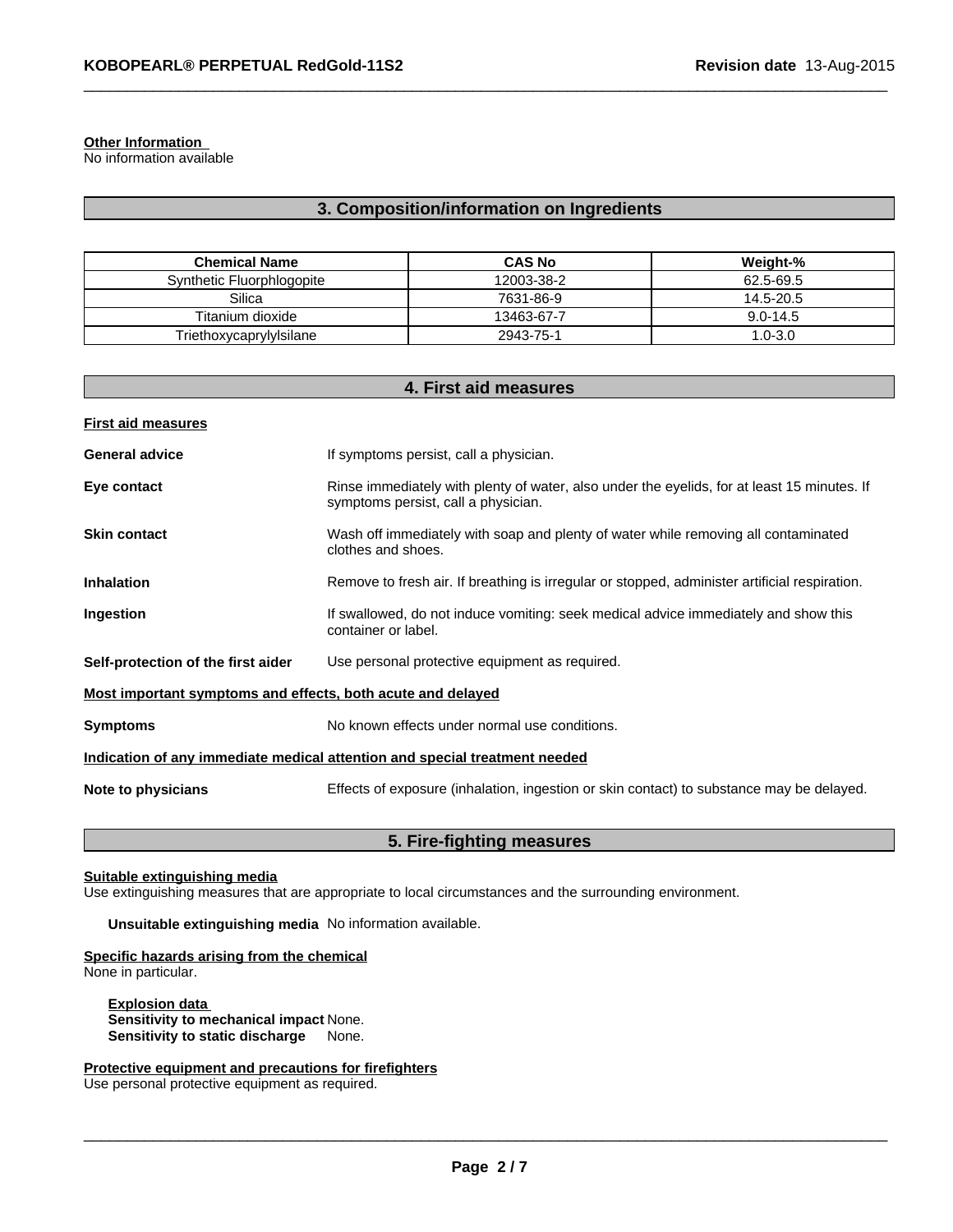**Other Information**
No information available

## 3. Composition/information on Ingredients

| Chemical Name | CAS No | Weight-% |
|---|---|---|
| Synthetic Fluorphlogopite | 12003-38-2 | 62.5-69.5 |
| Silica | 7631-86-9 | 14.5-20.5 |
| Titanium dioxide | 13463-67-7 | 9.0-14.5 |
| Triethoxycaprylylsilane | 2943-75-1 | 1.0-3.0 |

## 4. First aid measures

**First aid measures**

**General advice** If symptoms persist, call a physician.

**Eye contact** Rinse immediately with plenty of water, also under the eyelids, for at least 15 minutes. If symptoms persist, call a physician.

**Skin contact** Wash off immediately with soap and plenty of water while removing all contaminated clothes and shoes.

**Inhalation** Remove to fresh air. If breathing is irregular or stopped, administer artificial respiration.

**Ingestion** If swallowed, do not induce vomiting: seek medical advice immediately and show this container or label.

**Self-protection of the first aider** Use personal protective equipment as required.

**Most important symptoms and effects, both acute and delayed**

**Symptoms** No known effects under normal use conditions.

**Indication of any immediate medical attention and special treatment needed**

**Note to physicians** Effects of exposure (inhalation, ingestion or skin contact) to substance may be delayed.

## 5. Fire-fighting measures

**Suitable extinguishing media**
Use extinguishing measures that are appropriate to local circumstances and the surrounding environment.

**Unsuitable extinguishing media** No information available.

**Specific hazards arising from the chemical**
None in particular.

**Explosion data**
**Sensitivity to mechanical impact** None.
**Sensitivity to static discharge** None.

**Protective equipment and precautions for firefighters**
Use personal protective equipment as required.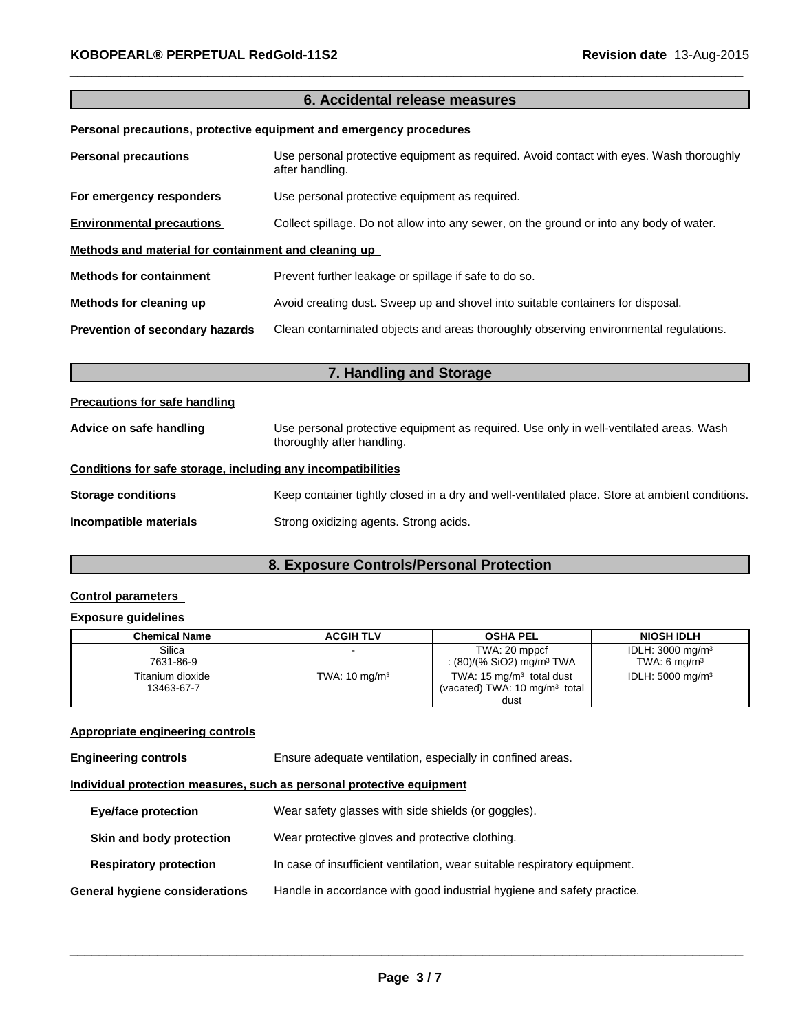## 6. Accidental release measures

**Personal precautions, protective equipment and emergency procedures**

**Personal precautions** Use personal protective equipment as required. Avoid contact with eyes. Wash thoroughly after handling.

**For emergency responders** Use personal protective equipment as required.

**Environmental precautions** Collect spillage. Do not allow into any sewer, on the ground or into any body of water.

**Methods and material for containment and cleaning up**

**Methods for containment** Prevent further leakage or spillage if safe to do so.

**Methods for cleaning up** Avoid creating dust. Sweep up and shovel into suitable containers for disposal.

**Prevention of secondary hazards** Clean contaminated objects and areas thoroughly observing environmental regulations.

## 7. Handling and Storage

**Precautions for safe handling**

**Advice on safe handling** Use personal protective equipment as required. Use only in well-ventilated areas. Wash thoroughly after handling.

**Conditions for safe storage, including any incompatibilities**

**Storage conditions** Keep container tightly closed in a dry and well-ventilated place. Store at ambient conditions.

**Incompatible materials** Strong oxidizing agents. Strong acids.

## 8. Exposure Controls/Personal Protection

**Control parameters**

**Exposure guidelines**

| Chemical Name | ACGIH TLV | OSHA PEL | NIOSH IDLH |
|---|---|---|---|
| Silica<br>7631-86-9 | - | TWA: 20 mppcf<br>: (80)/(% $SiO_2$) mg/m³ TWA | IDLH: 3000 mg/m³<br>TWA: 6 mg/m³ |
| Titanium dioxide<br>13463-67-7 | TWA: 10 mg/m³ | TWA: 15 mg/m³ total dust<br>(vacated) TWA: 10 mg/m³ total dust | IDLH: 5000 mg/m³ |

**Appropriate engineering controls**

**Engineering controls** Ensure adequate ventilation, especially in confined areas.

**Individual protection measures, such as personal protective equipment**

**Eye/face protection** Wear safety glasses with side shields (or goggles).

**Skin and body protection** Wear protective gloves and protective clothing.

**Respiratory protection** In case of insufficient ventilation, wear suitable respiratory equipment.

**General hygiene considerations** Handle in accordance with good industrial hygiene and safety practice.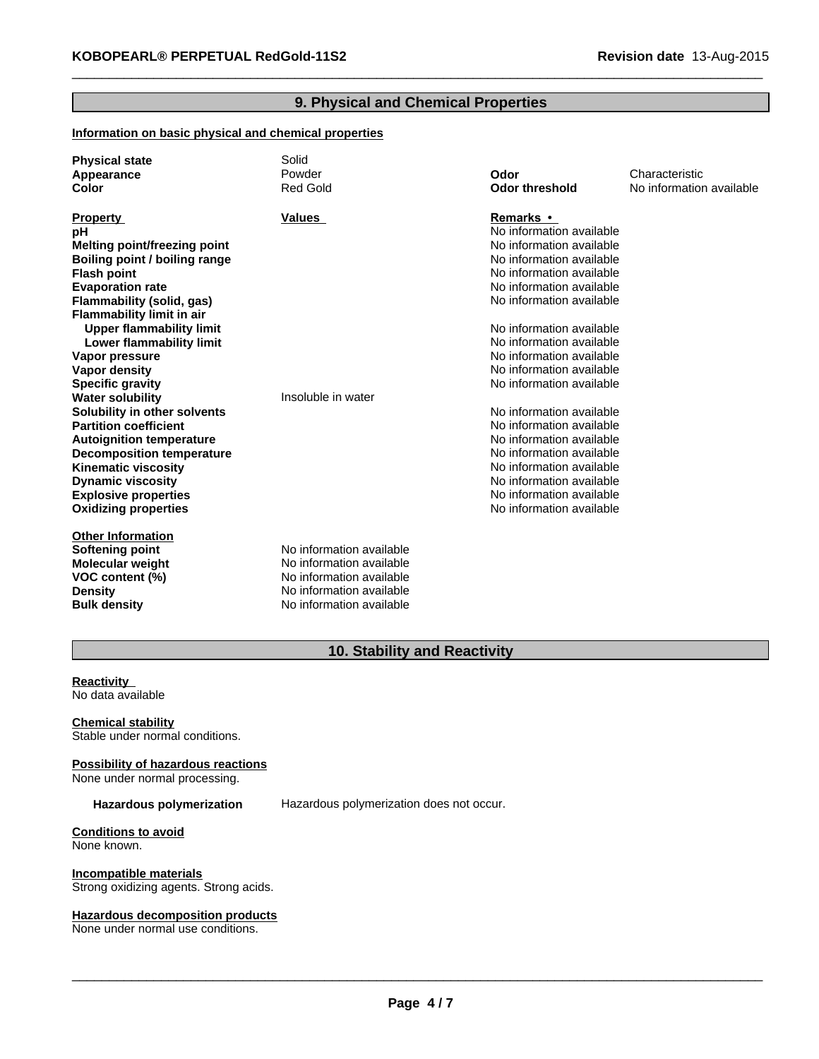## 9. Physical and Chemical Properties

### Information on basic physical and chemical properties

| | | | |
|---|---|---|---|
| **Physical state** | Solid | | |
| **Appearance** | Powder | **Odor** | Characteristic |
| **Color** | Red Gold | **Odor threshold** | No information available |

| **Property** | **Values** | **Remarks • Method** |
|---|---|---|
| **pH** | | No information available |
| **Melting point/freezing point** | | No information available |
| **Boiling point / boiling range** | | No information available |
| **Flash point** | | No information available |
| **Evaporation rate** | | No information available |
| **Flammability (solid, gas)** | | No information available |
| **Flammability limit in air** | | |
| **Upper flammability limit** | | No information available |
| **Lower flammability limit** | | No information available |
| **Vapor pressure** | | No information available |
| **Vapor density** | | No information available |
| **Specific gravity** | | No information available |
| **Water solubility** | Insoluble in water | |
| **Solubility in other solvents** | | No information available |
| **Partition coefficient** | | No information available |
| **Autoignition temperature** | | No information available |
| **Decomposition temperature** | | No information available |
| **Kinematic viscosity** | | No information available |
| **Dynamic viscosity** | | No information available |
| **Explosive properties** | | No information available |
| **Oxidizing properties** | | No information available |

**Other Information**

| | |
|---|---|
| **Softening point** | No information available |
| **Molecular weight** | No information available |
| **VOC content (%)** | No information available |
| **Density** | No information available |
| **Bulk density** | No information available |

## 10. Stability and Reactivity

**Reactivity**
No data available

**Chemical stability**
Stable under normal conditions.

**Possibility of hazardous reactions**
None under normal processing.

**Hazardous polymerization** Hazardous polymerization does not occur.

**Conditions to avoid**
None known.

**Incompatible materials**
Strong oxidizing agents. Strong acids.

**Hazardous decomposition products**
None under normal use conditions.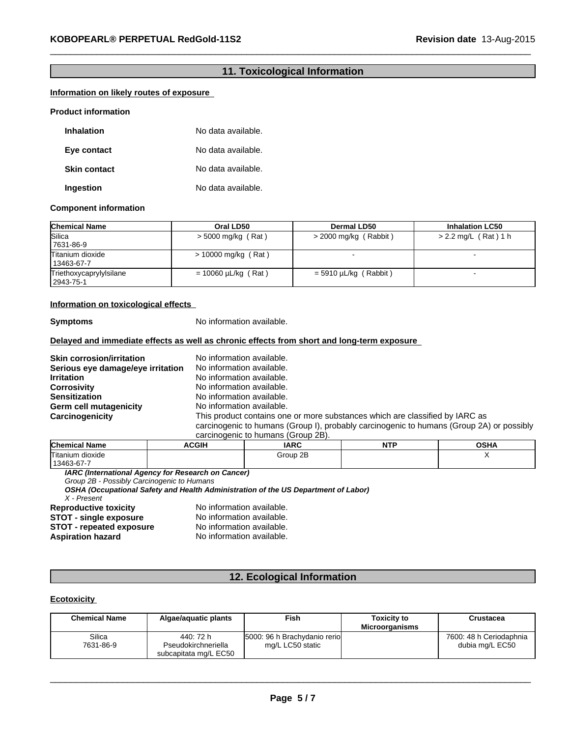## 11. Toxicological Information

**Information on likely routes of exposure**

**Product information**

**Inhalation** No data available.

**Eye contact** No data available.

**Skin contact** No data available.

**Ingestion** No data available.

**Component information**

| Chemical Name | Oral LD50 | Dermal LD50 | Inhalation LC50 |
|---|---|---|---|
| Silica<br>7631-86-9 | > 5000 mg/kg ( Rat ) | > 2000 mg/kg ( Rabbit ) | > 2.2 mg/L ( Rat ) 1 h |
| Titanium dioxide<br>13463-67-7 | > 10000 mg/kg ( Rat ) | - | - |
| Triethoxycaprylylsilane<br>2943-75-1 | = 10060 µL/kg ( Rat ) | = 5910 µL/kg ( Rabbit ) | - |

**Information on toxicological effects**

**Symptoms** No information available.

**Delayed and immediate effects as well as chronic effects from short and long-term exposure**

**Skin corrosion/irritation** No information available.
**Serious eye damage/eye irritation** No information available.
**Irritation** No information available.
**Corrosivity** No information available.
**Sensitization** No information available.
**Germ cell mutagenicity** No information available.
**Carcinogenicity** This product contains one or more substances which are classified by IARC as carcinogenic to humans (Group I), probably carcinogenic to humans (Group 2A) or possibly carcinogenic to humans (Group 2B).

| Chemical Name | ACGIH | IARC | NTP | OSHA |
|---|---|---|---|---|
| Titanium dioxide<br>13463-67-7 | | Group 2B | | X |

***IARC (International Agency for Research on Cancer)***
*Group 2B - Possibly Carcinogenic to Humans*
***OSHA (Occupational Safety and Health Administration of the US Department of Labor)***
*X - Present*

**Reproductive toxicity** No information available.
**STOT - single exposure** No information available.
**STOT - repeated exposure** No information available.
**Aspiration hazard** No information available.

## 12. Ecological Information

**Ecotoxicity**

| Chemical Name | Algae/aquatic plants | Fish | Toxicity to Microorganisms | Crustacea |
|---|---|---|---|---|
| Silica<br>7631-86-9 | 440: 72 h Pseudokirchneriella subcapitata mg/L EC50 | 5000: 96 h Brachydanio rerio mg/L LC50 static | | 7600: 48 h Ceriodaphnia dubia mg/L EC50 |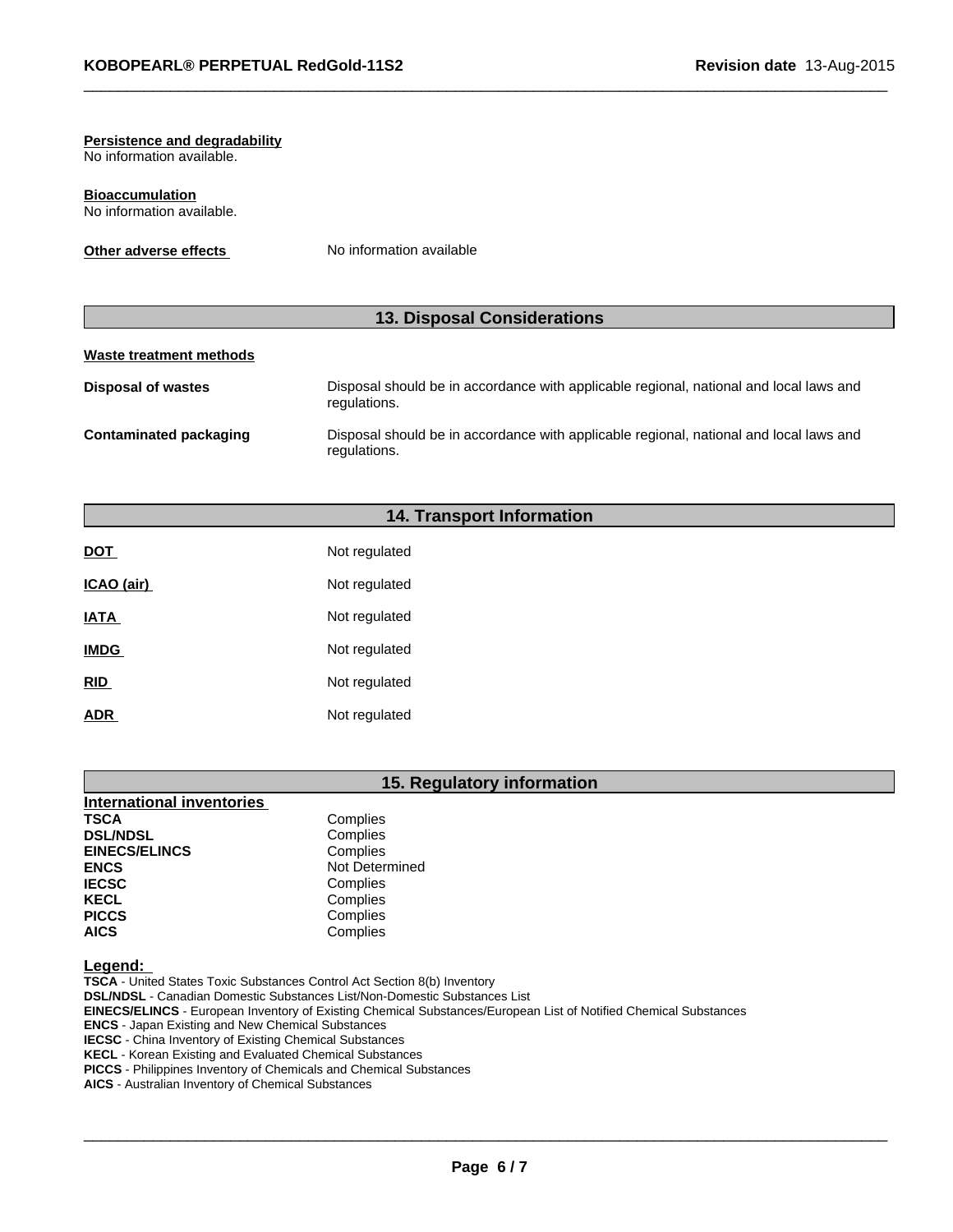**Persistence and degradability**

No information available.

**Bioaccumulation**

No information available.

**Other adverse effects** No information available

## 13. Disposal Considerations

**Waste treatment methods**

| | |
|---|---|
| **Disposal of wastes** | Disposal should be in accordance with applicable regional, national and local laws and regulations. |
| **Contaminated packaging** | Disposal should be in accordance with applicable regional, national and local laws and regulations. |

## 14. Transport Information

| | |
|---|---|
| **DOT** | Not regulated |
| **ICAO (air)** | Not regulated |
| **IATA** | Not regulated |
| **IMDG** | Not regulated |
| **RID** | Not regulated |
| **ADR** | Not regulated |

## 15. Regulatory information

**International inventories**

| | |
|---|---|
| **TSCA** | Complies |
| **DSL/NDSL** | Complies |
| **EINECS/ELINCS** | Complies |
| **ENCS** | Not Determined |
| **IECSC** | Complies |
| **KECL** | Complies |
| **PICCS** | Complies |
| **AICS** | Complies |

**Legend:**

**TSCA** - United States Toxic Substances Control Act Section 8(b) Inventory
**DSL/NDSL** - Canadian Domestic Substances List/Non-Domestic Substances List
**EINECS/ELINCS** - European Inventory of Existing Chemical Substances/European List of Notified Chemical Substances
**ENCS** - Japan Existing and New Chemical Substances
**IECSC** - China Inventory of Existing Chemical Substances
**KECL** - Korean Existing and Evaluated Chemical Substances
**PICCS** - Philippines Inventory of Chemicals and Chemical Substances
**AICS** - Australian Inventory of Chemical Substances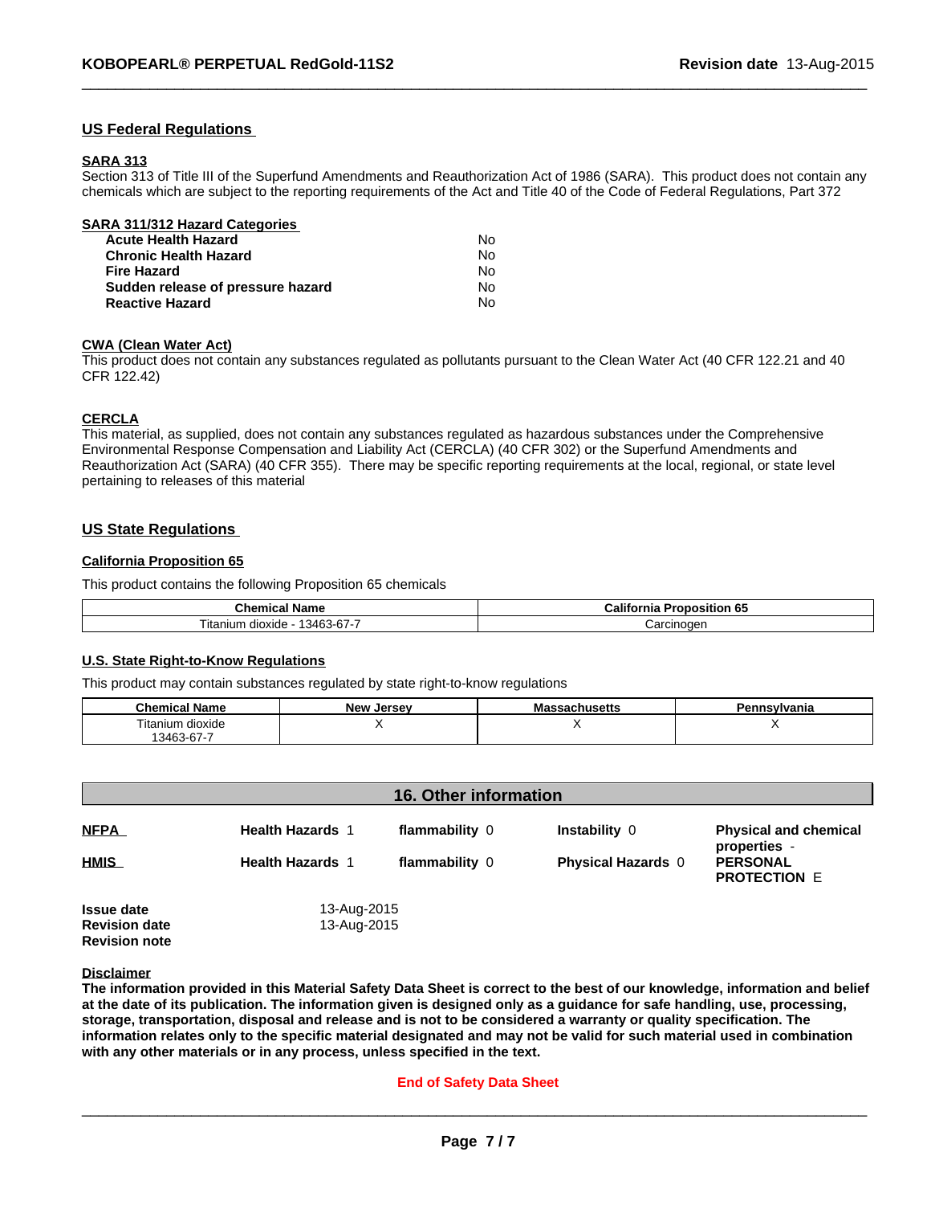## US Federal Regulations

### SARA 313

Section 313 of Title III of the Superfund Amendments and Reauthorization Act of 1986 (SARA). This product does not contain any chemicals which are subject to the reporting requirements of the Act and Title 40 of the Code of Federal Regulations, Part 372

### SARA 311/312 Hazard Categories

| | |
|---|---|
| **Acute Health Hazard** | No |
| **Chronic Health Hazard** | No |
| **Fire Hazard** | No |
| **Sudden release of pressure hazard** | No |
| **Reactive Hazard** | No |

### CWA (Clean Water Act)

This product does not contain any substances regulated as pollutants pursuant to the Clean Water Act (40 CFR 122.21 and 40 CFR 122.42)

### CERCLA

This material, as supplied, does not contain any substances regulated as hazardous substances under the Comprehensive Environmental Response Compensation and Liability Act (CERCLA) (40 CFR 302) or the Superfund Amendments and Reauthorization Act (SARA) (40 CFR 355). There may be specific reporting requirements at the local, regional, or state level pertaining to releases of this material

## US State Regulations

### California Proposition 65

This product contains the following Proposition 65 chemicals

| Chemical Name | California Proposition 65 |
|---|---|
| Titanium dioxide - 13463-67-7 | Carcinogen |

### U.S. State Right-to-Know Regulations

This product may contain substances regulated by state right-to-know regulations

| Chemical Name | New Jersey | Massachusetts | Pennsylvania |
|---|---|---|---|
| Titanium dioxide 13463-67-7 | X | X | X |

## 16. Other information

| | | | | |
|---|---|---|---|---|
| **NFPA** | **Health Hazards** 1 | **flammability** 0 | **Instability** 0 | **Physical and chemical properties** - |
| **HMIS** | **Health Hazards** 1 | **flammability** 0 | **Physical Hazards** 0 | **PERSONAL PROTECTION** E |

**Issue date** 13-Aug-2015
**Revision date** 13-Aug-2015
**Revision note**

### Disclaimer

**The information provided in this Material Safety Data Sheet is correct to the best of our knowledge, information and belief at the date of its publication. The information given is designed only as a guidance for safe handling, use, processing, storage, transportation, disposal and release and is not to be considered a warranty or quality specification. The information relates only to the specific material designated and may not be valid for such material used in combination with any other materials or in any process, unless specified in the text.**

**End of Safety Data Sheet**